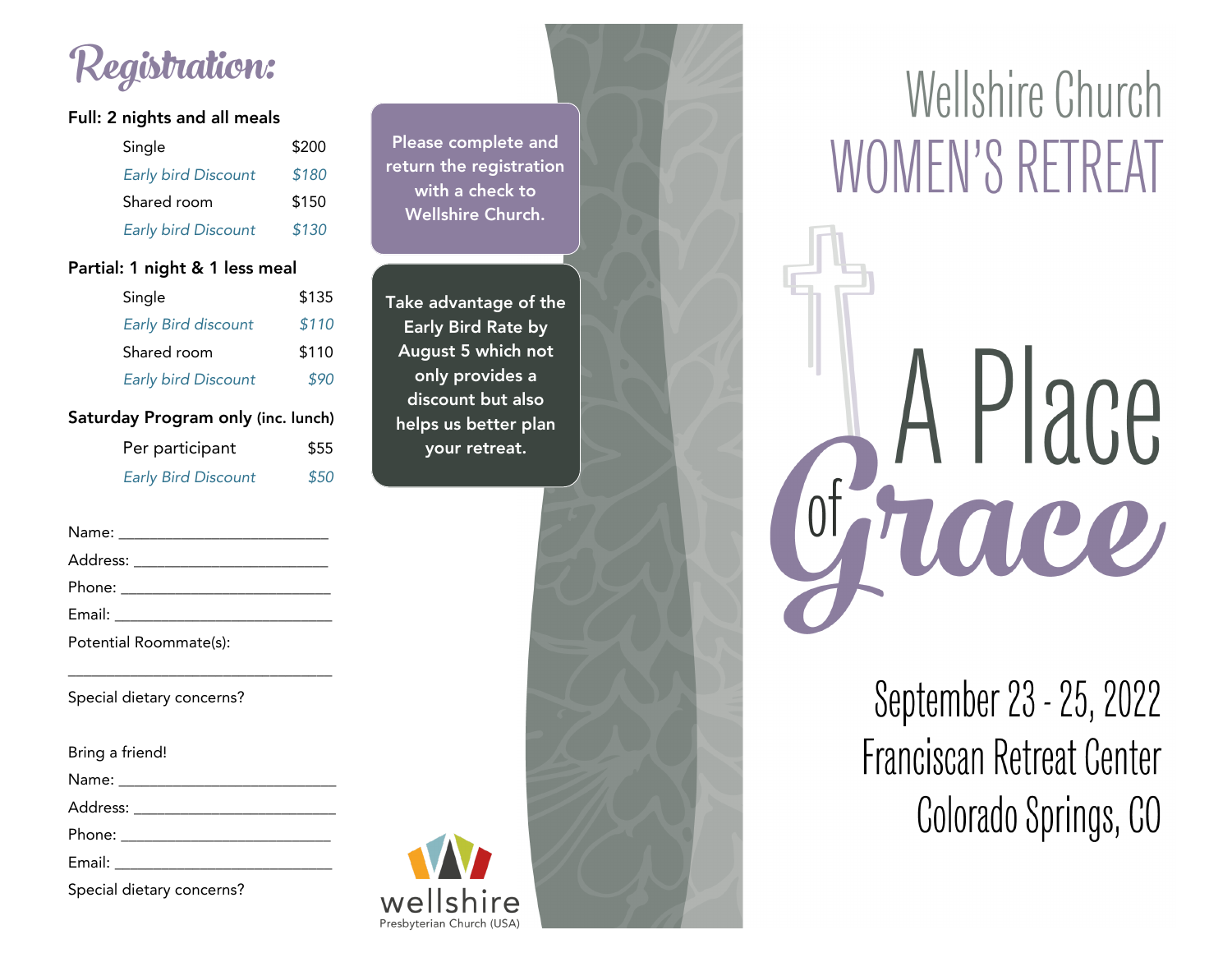# Registration:

**Full: 2 nights and all meals**

| | |
|---|---|
| Single | $200 |
| *Early bird Discount* | *$180* |
| Shared room | $150 |
| *Early bird Discount* | *$130* |

**Partial: 1 night & 1 less meal**

| | |
|---|---|
| Single | $135 |
| *Early Bird discount* | *$110* |
| Shared room | $110 |
| *Early bird Discount* | *$90* |

**Saturday Program only** (inc. lunch)

| | |
|---|---|
| Per participant | $55 |
| *Early Bird Discount* | *$50* |

Name: ______________________

Address: ______________________

Phone: ______________________

Email: ______________________

Potential Roommate(s):

______________________________

Special dietary concerns?

Bring a friend!

Name: ______________________

Address: ______________________

Phone: ______________________

Email: ______________________

Special dietary concerns?

Please complete and return the registration with a check to Wellshire Church.

Take advantage of the Early Bird Rate by August 5 which not only provides a discount but also helps us better plan your retreat.

wellshire
Presbyterian Church (USA)

# Wellshire Church WOMEN'S RETREAT

# A Place of Grace

September 23 - 25, 2022
Franciscan Retreat Center
Colorado Springs, CO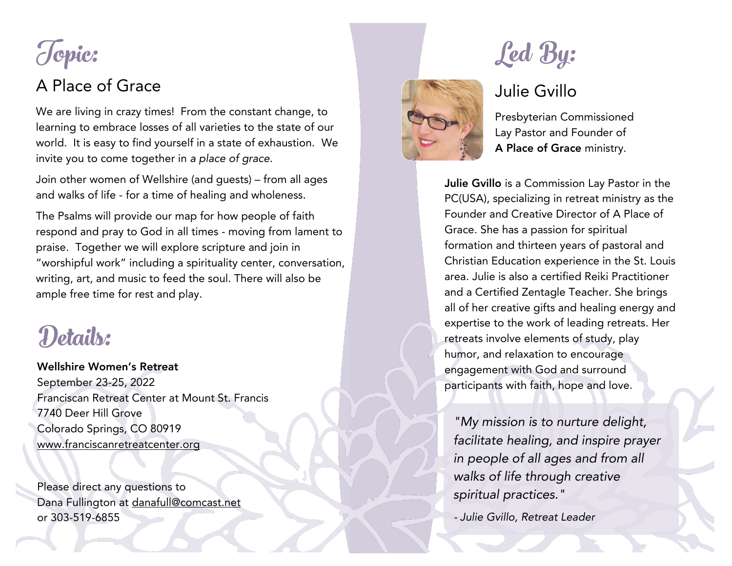# Topic:

## A Place of Grace

We are living in crazy times! From the constant change, to learning to embrace losses of all varieties to the state of our world. It is easy to find yourself in a state of exhaustion. We invite you to come together in *a place of grace*.

Join other women of Wellshire (and guests) – from all ages and walks of life - for a time of healing and wholeness.

The Psalms will provide our map for how people of faith respond and pray to God in all times - moving from lament to praise. Together we will explore scripture and join in "worshipful work" including a spirituality center, conversation, writing, art, and music to feed the soul. There will also be ample free time for rest and play.

# Details:

**Wellshire Women's Retreat**
September 23-25, 2022
Franciscan Retreat Center at Mount St. Francis
7740 Deer Hill Grove
Colorado Springs, CO 80919
www.franciscanretreatcenter.org

Please direct any questions to
Dana Fullington at danafull@comcast.net
or 303-519-6855

# Led By:

## Julie Gvillo

Presbyterian Commissioned Lay Pastor and Founder of **A Place of Grace** ministry.

**Julie Gvillo** is a Commission Lay Pastor in the PC(USA), specializing in retreat ministry as the Founder and Creative Director of A Place of Grace. She has a passion for spiritual formation and thirteen years of pastoral and Christian Education experience in the St. Louis area. Julie is also a certified Reiki Practitioner and a Certified Zentagle Teacher. She brings all of her creative gifts and healing energy and expertise to the work of leading retreats. Her retreats involve elements of study, play humor, and relaxation to encourage engagement with God and surround participants with faith, hope and love.

*"My mission is to nurture delight, facilitate healing, and inspire prayer in people of all ages and from all walks of life through creative spiritual practices."*

*- Julie Gvillo, Retreat Leader*